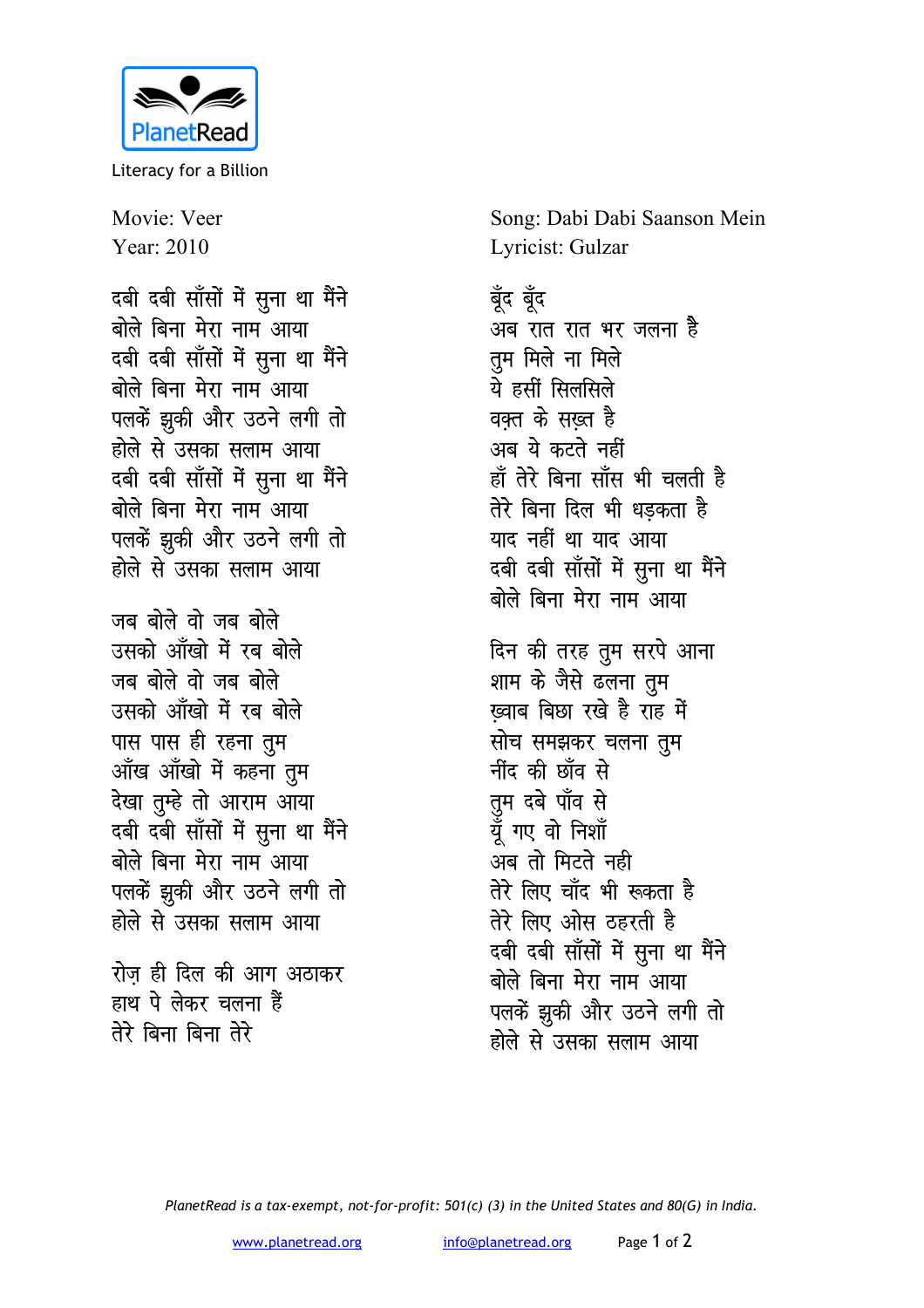Literacy for a Billion

Movie: Veer
Year: 2010

Song: Dabi Dabi Saanson Mein
Lyricist: Gulzar

दबी दबी साँसों में सुना था मैंने
बोले बिना मेरा नाम आया
दबी दबी साँसों में सुना था मैंने
बोले बिना मेरा नाम आया
पलकें झुकी और उठने लगी तो
होले से उसका सलाम आया
दबी दबी साँसों में सुना था मैंने
बोले बिना मेरा नाम आया
पलकें झुकी और उठने लगी तो
होले से उसका सलाम आया

जब बोले वो जब बोले
उसको आँखो में रब बोले
जब बोले वो जब बोले
उसको आँखो में रब बोले
पास पास ही रहना तुम
आँख आँखो में कहना तुम
देखा तुम्हे तो आराम आया
दबी दबी साँसों में सुना था मैंने
बोले बिना मेरा नाम आया
पलकें झुकी और उठने लगी तो
होले से उसका सलाम आया

रोज़ ही दिल की आग अठाकर
हाथ पे लेकर चलना हैं
तेरे बिना बिना तेरे
बूँद बूँद
अब रात रात भर जलना है
तुम मिले ना मिले
ये हसीं सिलसिले
वक़्त के सख़्त है
अब ये कटते नहीं
हाँ तेरे बिना साँस भी चलती है
तेरे बिना दिल भी धड़कता है
याद नहीं था याद आया
दबी दबी साँसों में सुना था मैंने
बोले बिना मेरा नाम आया

दिन की तरह तुम सरपे आना
शाम के जैसे ढलना तुम
ख़्वाब बिछा रखे है राह में
सोच समझकर चलना तुम
नींद की छाँव से
तुम दबे पाँव से
यूँ गए वो निशाँ
अब तो मिटते नही
तेरे लिए चाँद भी रूकता है
तेरे लिए ओस ठहरती है
दबी दबी साँसों में सुना था मैंने
बोले बिना मेरा नाम आया
पलकें झुकी और उठने लगी तो
होले से उसका सलाम आया

*PlanetRead is a tax-exempt, not-for-profit: 501(c) (3) in the United States and 80(G) in India.*

www.planetread.org info@planetread.org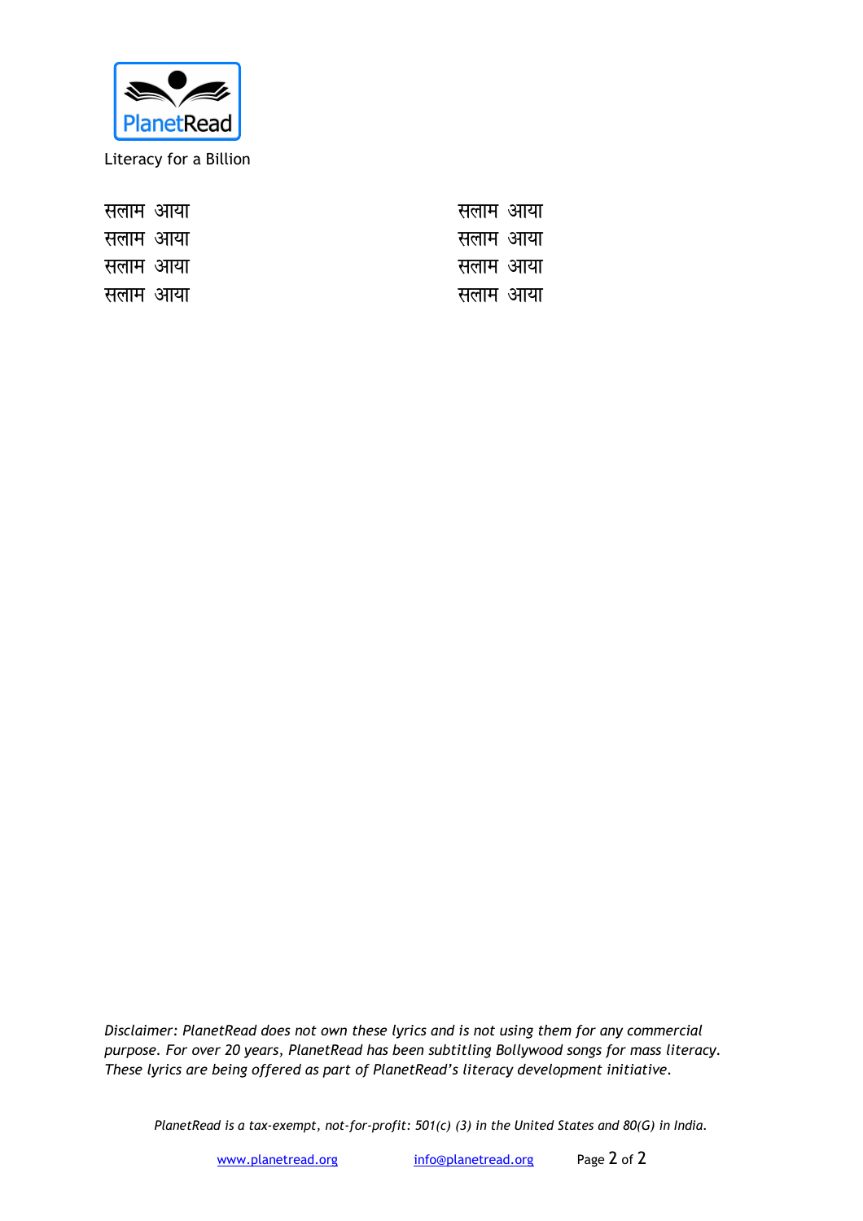Literacy for a Billion

सलाम आया
सलाम आया
सलाम आया
सलाम आया

सलाम आया
सलाम आया
सलाम आया
सलाम आया

*Disclaimer: PlanetRead does not own these lyrics and is not using them for any commercial purpose. For over 20 years, PlanetRead has been subtitling Bollywood songs for mass literacy. These lyrics are being offered as part of PlanetRead's literacy development initiative.*

*PlanetRead is a tax-exempt, not-for-profit: 501(c) (3) in the United States and 80(G) in India.*

www.planetread.org info@planetread.org